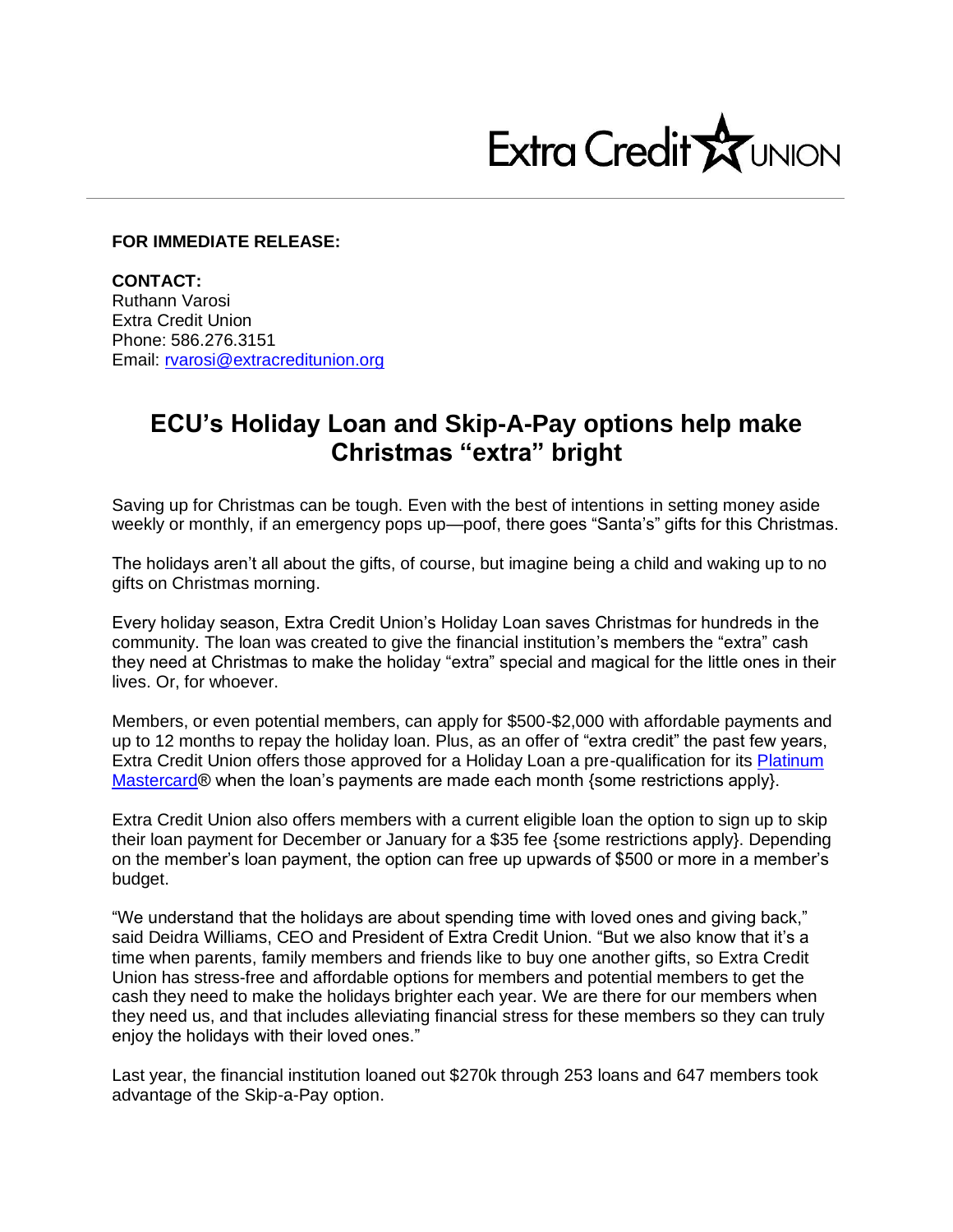Extra Credit UNION

**FOR IMMEDIATE RELEASE:**

**CONTACT:**
Ruthann Varosi
Extra Credit Union
Phone: 586.276.3151
Email: [rvarosi@extracreditunion.org](mailto:rvarosi@extracreditunion.org)

# ECU's Holiday Loan and Skip-A-Pay options help make Christmas "extra" bright

Saving up for Christmas can be tough. Even with the best of intentions in setting money aside weekly or monthly, if an emergency pops up—poof, there goes "Santa's" gifts for this Christmas.

The holidays aren't all about the gifts, of course, but imagine being a child and waking up to no gifts on Christmas morning.

Every holiday season, Extra Credit Union's Holiday Loan saves Christmas for hundreds in the community. The loan was created to give the financial institution's members the "extra" cash they need at Christmas to make the holiday "extra" special and magical for the little ones in their lives. Or, for whoever.

Members, or even potential members, can apply for $500-$2,000 with affordable payments and up to 12 months to repay the holiday loan. Plus, as an offer of "extra credit" the past few years, Extra Credit Union offers those approved for a Holiday Loan a pre-qualification for its [Platinum Mastercard]® when the loan's payments are made each month {some restrictions apply}.

Extra Credit Union also offers members with a current eligible loan the option to sign up to skip their loan payment for December or January for a $35 fee {some restrictions apply}. Depending on the member's loan payment, the option can free up upwards of $500 or more in a member's budget.

"We understand that the holidays are about spending time with loved ones and giving back," said Deidra Williams, CEO and President of Extra Credit Union. "But we also know that it's a time when parents, family members and friends like to buy one another gifts, so Extra Credit Union has stress-free and affordable options for members and potential members to get the cash they need to make the holidays brighter each year. We are there for our members when they need us, and that includes alleviating financial stress for these members so they can truly enjoy the holidays with their loved ones."

Last year, the financial institution loaned out $270k through 253 loans and 647 members took advantage of the Skip-a-Pay option.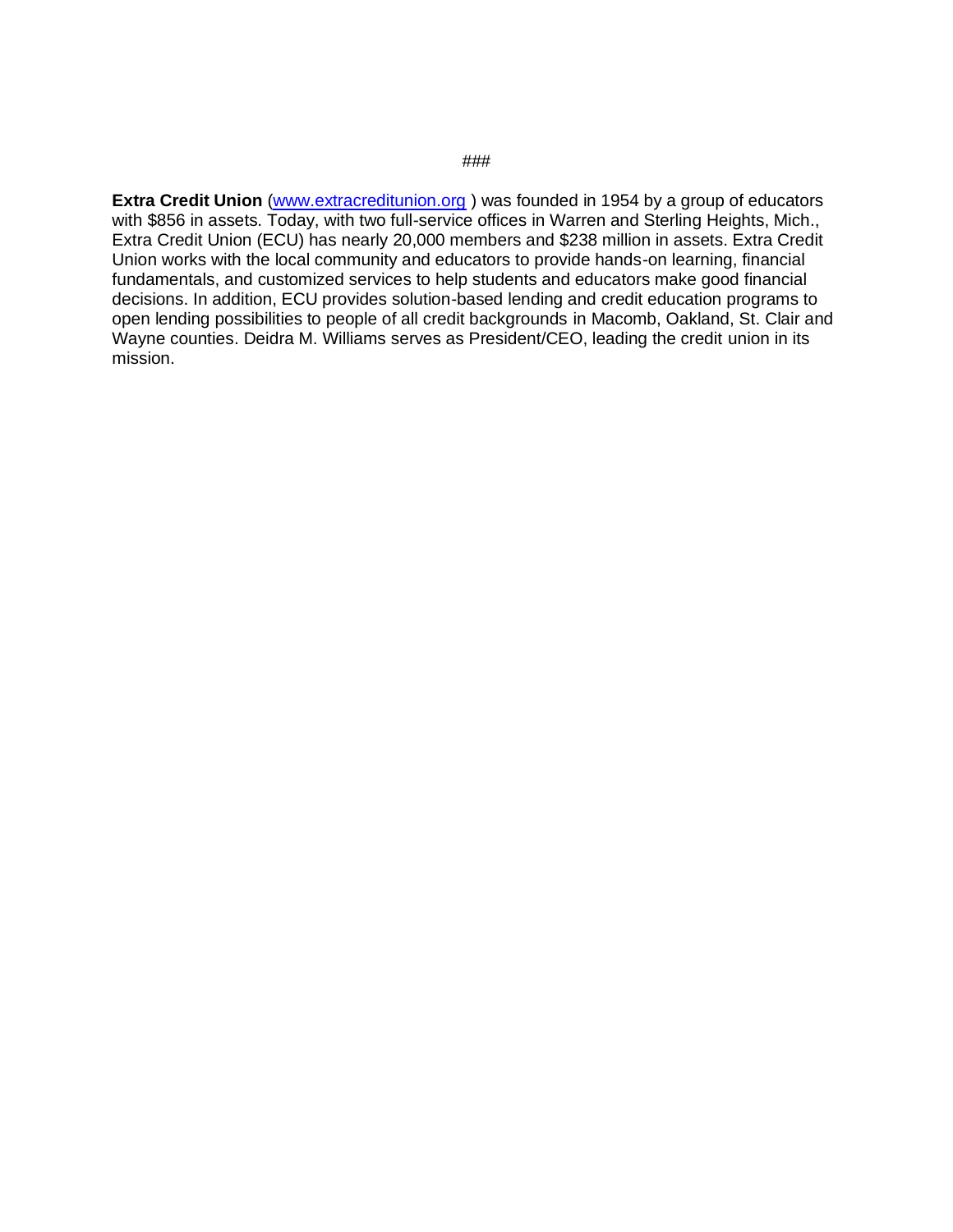###

**Extra Credit Union** (www.extracreditunion.org ) was founded in 1954 by a group of educators with $856 in assets. Today, with two full-service offices in Warren and Sterling Heights, Mich., Extra Credit Union (ECU) has nearly 20,000 members and $238 million in assets. Extra Credit Union works with the local community and educators to provide hands-on learning, financial fundamentals, and customized services to help students and educators make good financial decisions. In addition, ECU provides solution-based lending and credit education programs to open lending possibilities to people of all credit backgrounds in Macomb, Oakland, St. Clair and Wayne counties. Deidra M. Williams serves as President/CEO, leading the credit union in its mission.